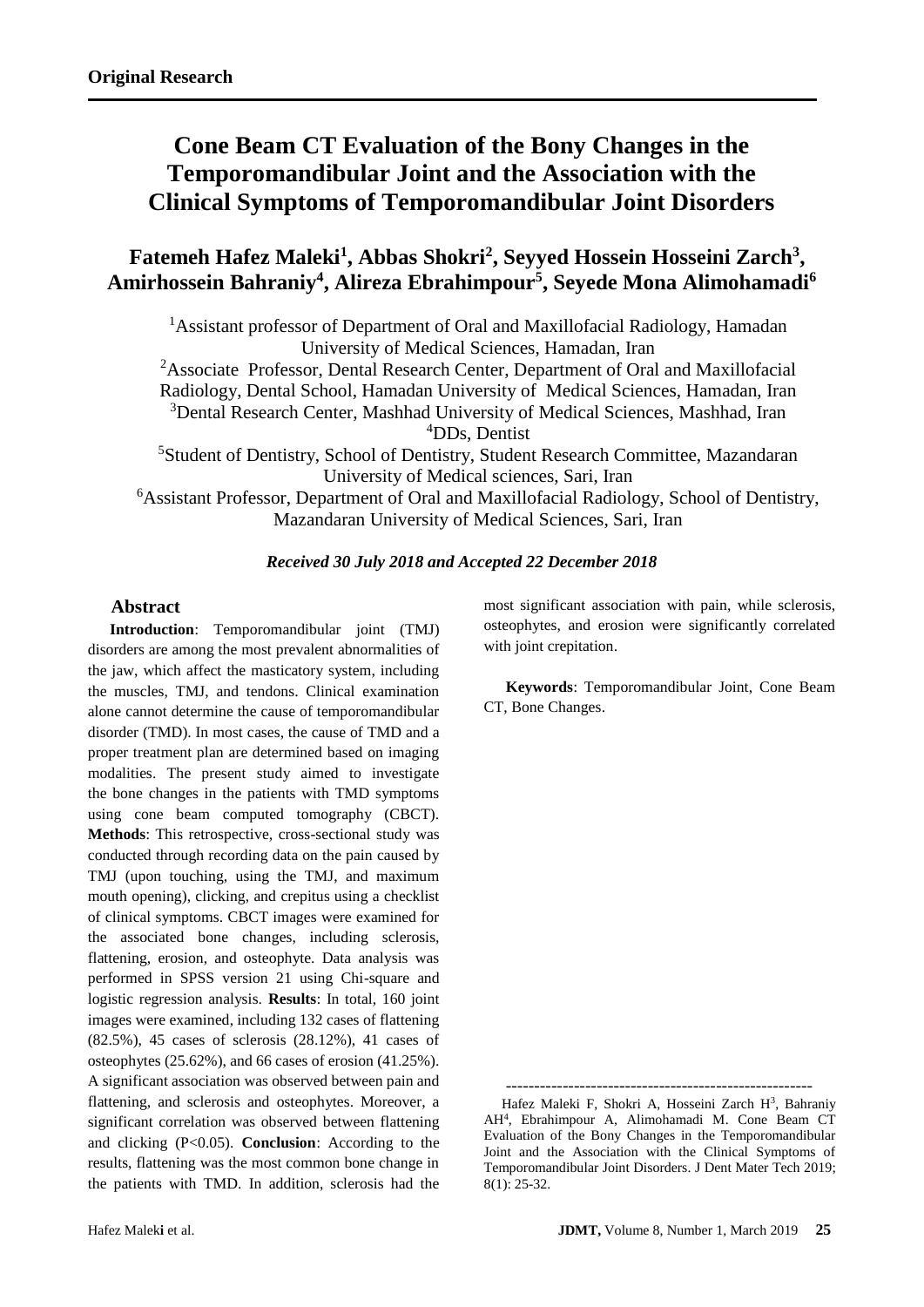**Original Research**

# Cone Beam CT Evaluation of the Bony Changes in the Temporomandibular Joint and the Association with the Clinical Symptoms of Temporomandibular Joint Disorders

## Fatemeh Hafez Maleki[1], Abbas Shokri[2], Seyyed Hossein Hosseini Zarch[3], Amirhossein Bahraniy[4], Alireza Ebrahimpour[5], Seyede Mona Alimohamadi[6]

[1]Assistant professor of Department of Oral and Maxillofacial Radiology, Hamadan University of Medical Sciences, Hamadan, Iran

[2]Associate Professor, Dental Research Center, Department of Oral and Maxillofacial Radiology, Dental School, Hamadan University of Medical Sciences, Hamadan, Iran

[3]Dental Research Center, Mashhad University of Medical Sciences, Mashhad, Iran

[4]DDs, Dentist

[5]Student of Dentistry, School of Dentistry, Student Research Committee, Mazandaran University of Medical sciences, Sari, Iran

[6]Assistant Professor, Department of Oral and Maxillofacial Radiology, School of Dentistry, Mazandaran University of Medical Sciences, Sari, Iran

***Received 30 July 2018 and Accepted 22 December 2018***

## Abstract

**Introduction**: Temporomandibular joint (TMJ) disorders are among the most prevalent abnormalities of the jaw, which affect the masticatory system, including the muscles, TMJ, and tendons. Clinical examination alone cannot determine the cause of temporomandibular disorder (TMD). In most cases, the cause of TMD and a proper treatment plan are determined based on imaging modalities. The present study aimed to investigate the bone changes in the patients with TMD symptoms using cone beam computed tomography (CBCT). **Methods**: This retrospective, cross-sectional study was conducted through recording data on the pain caused by TMJ (upon touching, using the TMJ, and maximum mouth opening), clicking, and crepitus using a checklist of clinical symptoms. CBCT images were examined for the associated bone changes, including sclerosis, flattening, erosion, and osteophyte. Data analysis was performed in SPSS version 21 using Chi-square and logistic regression analysis. **Results**: In total, 160 joint images were examined, including 132 cases of flattening (82.5%), 45 cases of sclerosis (28.12%), 41 cases of osteophytes (25.62%), and 66 cases of erosion (41.25%). A significant association was observed between pain and flattening, and sclerosis and osteophytes. Moreover, a significant correlation was observed between flattening and clicking ($P<0.05$). **Conclusion**: According to the results, flattening was the most common bone change in the patients with TMD. In addition, sclerosis had the most significant association with pain, while sclerosis, osteophytes, and erosion were significantly correlated with joint crepitation.

**Keywords**: Temporomandibular Joint, Cone Beam CT, Bone Changes.

------------------------------------------------------

Hafez Maleki F, Shokri A, Hosseini Zarch H[3], Bahraniy AH[4], Ebrahimpour A, Alimohamadi M. Cone Beam CT Evaluation of the Bony Changes in the Temporomandibular Joint and the Association with the Clinical Symptoms of Temporomandibular Joint Disorders. J Dent Mater Tech 2019; 8(1): 25-32.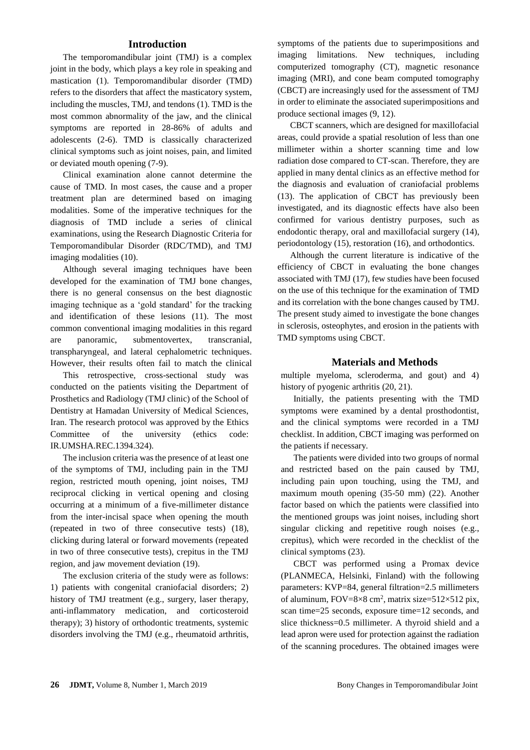## Introduction

The temporomandibular joint (TMJ) is a complex joint in the body, which plays a key role in speaking and mastication (1). Temporomandibular disorder (TMD) refers to the disorders that affect the masticatory system, including the muscles, TMJ, and tendons (1). TMD is the most common abnormality of the jaw, and the clinical symptoms are reported in 28-86% of adults and adolescents (2-6). TMD is classically characterized clinical symptoms such as joint noises, pain, and limited or deviated mouth opening (7-9).

Clinical examination alone cannot determine the cause of TMD. In most cases, the cause and a proper treatment plan are determined based on imaging modalities. Some of the imperative techniques for the diagnosis of TMD include a series of clinical examinations, using the Research Diagnostic Criteria for Temporomandibular Disorder (RDC/TMD), and TMJ imaging modalities (10).

Although several imaging techniques have been developed for the examination of TMJ bone changes, there is no general consensus on the best diagnostic imaging technique as a 'gold standard' for the tracking and identification of these lesions (11). The most common conventional imaging modalities in this regard are panoramic, submentovertex, transcranial, transpharyngeal, and lateral cephalometric techniques. However, their results often fail to match the clinical symptoms of the patients due to superimpositions and imaging limitations. New techniques, including computerized tomography (CT), magnetic resonance imaging (MRI), and cone beam computed tomography (CBCT) are increasingly used for the assessment of TMJ in order to eliminate the associated superimpositions and produce sectional images (9, 12).

CBCT scanners, which are designed for maxillofacial areas, could provide a spatial resolution of less than one millimeter within a shorter scanning time and low radiation dose compared to CT-scan. Therefore, they are applied in many dental clinics as an effective method for the diagnosis and evaluation of craniofacial problems (13). The application of CBCT has previously been investigated, and its diagnostic effects have also been confirmed for various dentistry purposes, such as endodontic therapy, oral and maxillofacial surgery (14), periodontology (15), restoration (16), and orthodontics.

Although the current literature is indicative of the efficiency of CBCT in evaluating the bone changes associated with TMJ (17), few studies have been focused on the use of this technique for the examination of TMD and its correlation with the bone changes caused by TMJ. The present study aimed to investigate the bone changes in sclerosis, osteophytes, and erosion in the patients with TMD symptoms using CBCT.

## Materials and Methods

This retrospective, cross-sectional study was conducted on the patients visiting the Department of Prosthetics and Radiology (TMJ clinic) of the School of Dentistry at Hamadan University of Medical Sciences, Iran. The research protocol was approved by the Ethics Committee of the university (ethics code: IR.UMSHA.REC.1394.324).

The inclusion criteria was the presence of at least one of the symptoms of TMJ, including pain in the TMJ region, restricted mouth opening, joint noises, TMJ reciprocal clicking in vertical opening and closing occurring at a minimum of a five-millimeter distance from the inter-incisal space when opening the mouth (repeated in two of three consecutive tests) (18), clicking during lateral or forward movements (repeated in two of three consecutive tests), crepitus in the TMJ region, and jaw movement deviation (19).

The exclusion criteria of the study were as follows: 1) patients with congenital craniofacial disorders; 2) history of TMJ treatment (e.g., surgery, laser therapy, anti-inflammatory medication, and corticosteroid therapy); 3) history of orthodontic treatments, systemic disorders involving the TMJ (e.g., rheumatoid arthritis, multiple myeloma, scleroderma, and gout) and 4) history of pyogenic arthritis (20, 21).

Initially, the patients presenting with the TMD symptoms were examined by a dental prosthodontist, and the clinical symptoms were recorded in a TMJ checklist. In addition, CBCT imaging was performed on the patients if necessary.

The patients were divided into two groups of normal and restricted based on the pain caused by TMJ, including pain upon touching, using the TMJ, and maximum mouth opening (35-50 mm) (22). Another factor based on which the patients were classified into the mentioned groups was joint noises, including short singular clicking and repetitive rough noises (e.g., crepitus), which were recorded in the checklist of the clinical symptoms (23).

CBCT was performed using a Promax device (PLANMECA, Helsinki, Finland) with the following parameters: KVP=84, general filtration=2.5 millimeters of aluminum, FOV=8×8 $cm^2$, matrix size=512×512 pix, scan time=25 seconds, exposure time=12 seconds, and slice thickness=0.5 millimeter. A thyroid shield and a lead apron were used for protection against the radiation of the scanning procedures. The obtained images were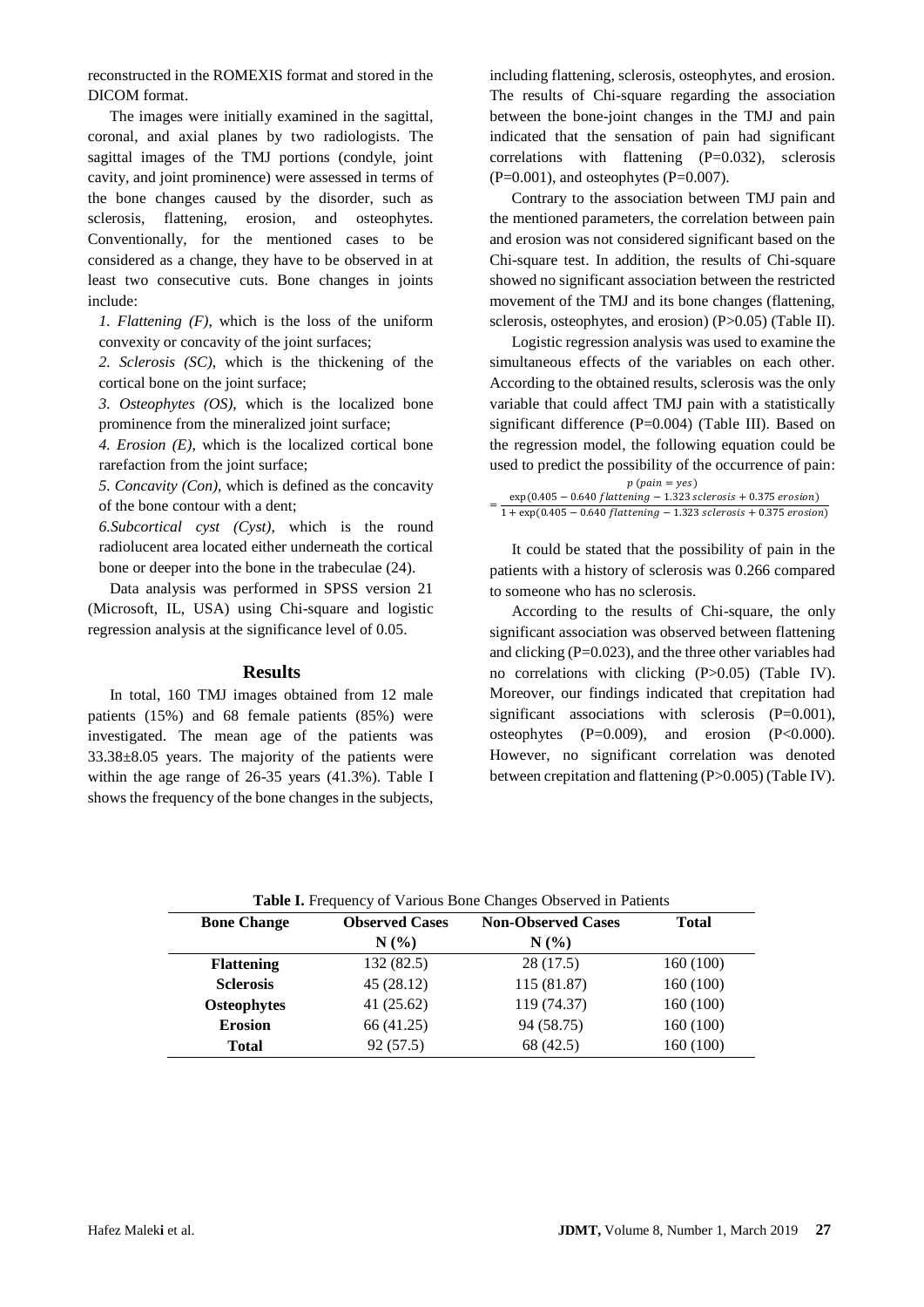reconstructed in the ROMEXIS format and stored in the DICOM format.

The images were initially examined in the sagittal, coronal, and axial planes by two radiologists. The sagittal images of the TMJ portions (condyle, joint cavity, and joint prominence) were assessed in terms of the bone changes caused by the disorder, such as sclerosis, flattening, erosion, and osteophytes. Conventionally, for the mentioned cases to be considered as a change, they have to be observed in at least two consecutive cuts. Bone changes in joints include:

*1. Flattening (F)*, which is the loss of the uniform convexity or concavity of the joint surfaces;

*2. Sclerosis (SC)*, which is the thickening of the cortical bone on the joint surface;

*3. Osteophytes (OS)*, which is the localized bone prominence from the mineralized joint surface;

*4. Erosion (E)*, which is the localized cortical bone rarefaction from the joint surface;

*5. Concavity (Con)*, which is defined as the concavity of the bone contour with a dent;

*6.Subcortical cyst (Cyst)*, which is the round radiolucent area located either underneath the cortical bone or deeper into the bone in the trabeculae (24).

Data analysis was performed in SPSS version 21 (Microsoft, IL, USA) using Chi-square and logistic regression analysis at the significance level of 0.05.

## Results

In total, 160 TMJ images obtained from 12 male patients (15%) and 68 female patients (85%) were investigated. The mean age of the patients was 33.38±8.05 years. The majority of the patients were within the age range of 26-35 years (41.3%). Table I shows the frequency of the bone changes in the subjects, including flattening, sclerosis, osteophytes, and erosion. The results of Chi-square regarding the association between the bone-joint changes in the TMJ and pain indicated that the sensation of pain had significant correlations with flattening (P=0.032), sclerosis (P=0.001), and osteophytes (P=0.007).

Contrary to the association between TMJ pain and the mentioned parameters, the correlation between pain and erosion was not considered significant based on the Chi-square test. In addition, the results of Chi-square showed no significant association between the restricted movement of the TMJ and its bone changes (flattening, sclerosis, osteophytes, and erosion) (P>0.05) (Table II).

Logistic regression analysis was used to examine the simultaneous effects of the variables on each other. According to the obtained results, sclerosis was the only variable that could affect TMJ pain with a statistically significant difference (P=0.004) (Table III). Based on the regression model, the following equation could be used to predict the possibility of the occurrence of pain:

$$p\,(pain = yes) = \frac{\exp(0.405 - 0.640\,flattening - 1.323\,sclerosis + 0.375\,erosion)}{1 + \exp(0.405 - 0.640\,flattening - 1.323\,sclerosis + 0.375\,erosion)}$$

It could be stated that the possibility of pain in the patients with a history of sclerosis was 0.266 compared to someone who has no sclerosis.

According to the results of Chi-square, the only significant association was observed between flattening and clicking (P=0.023), and the three other variables had no correlations with clicking (P>0.05) (Table IV). Moreover, our findings indicated that crepitation had significant associations with sclerosis (P=0.001), osteophytes (P=0.009), and erosion (P<0.000). However, no significant correlation was denoted between crepitation and flattening (P>0.005) (Table IV).

**Table I.** Frequency of Various Bone Changes Observed in Patients

| Bone Change | Observed Cases N (%) | Non-Observed Cases N (%) | Total |
|---|---|---|---|
| **Flattening** | 132 (82.5) | 28 (17.5) | 160 (100) |
| **Sclerosis** | 45 (28.12) | 115 (81.87) | 160 (100) |
| **Osteophytes** | 41 (25.62) | 119 (74.37) | 160 (100) |
| **Erosion** | 66 (41.25) | 94 (58.75) | 160 (100) |
| **Total** | 92 (57.5) | 68 (42.5) | 160 (100) |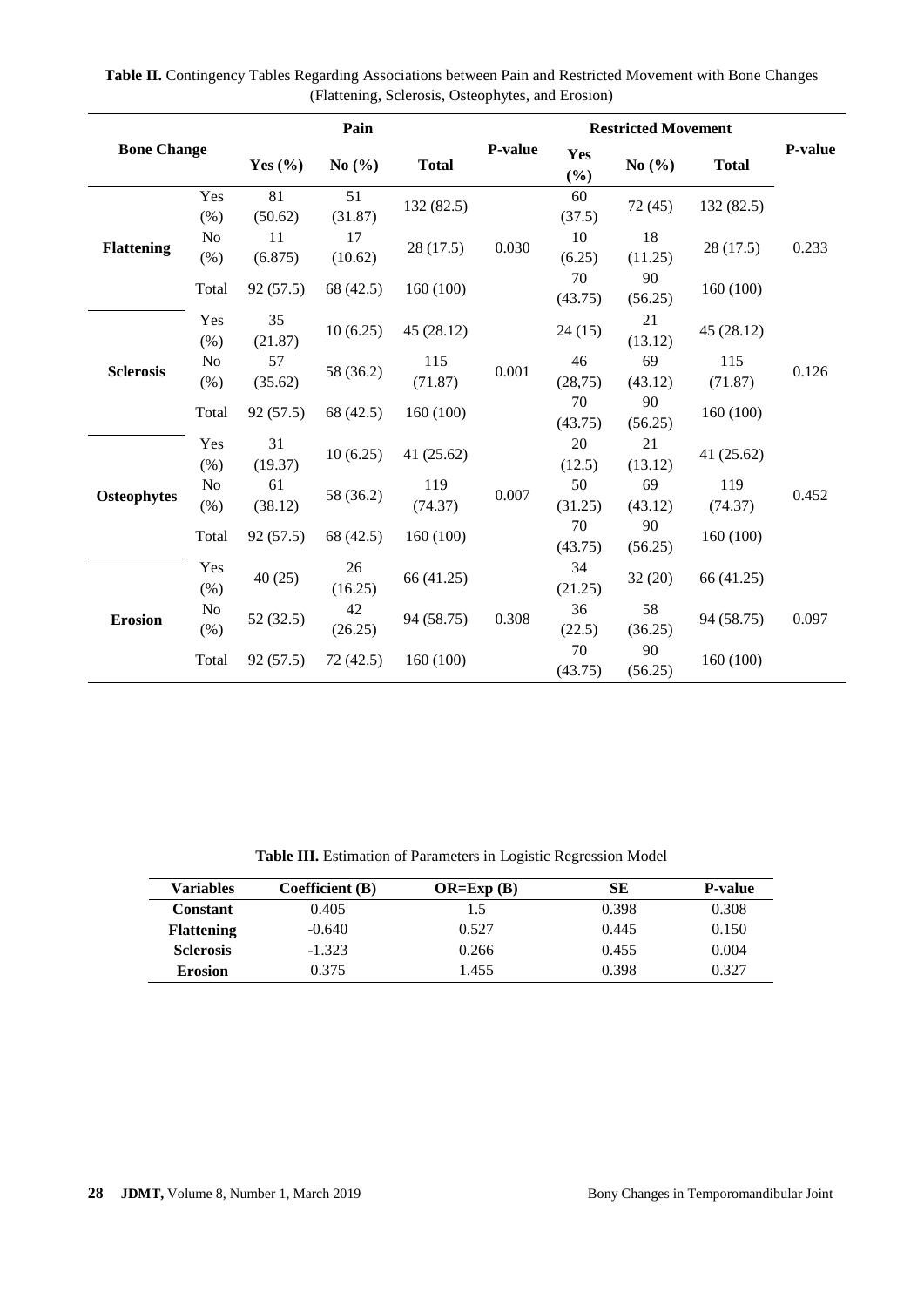**Table II.** Contingency Tables Regarding Associations between Pain and Restricted Movement with Bone Changes (Flattening, Sclerosis, Osteophytes, and Erosion)

| Bone Change | | Pain | | | P-value | Restricted Movement | | | P-value |
|---|---|---|---|---|---|---|---|---|---|
| | | Yes (%) | No (%) | Total | | Yes (%) | No (%) | Total | |
| Flattening | Yes (%) | 81 (50.62) | 51 (31.87) | 132 (82.5) | 0.030 | 60 (37.5) | 72 (45) | 132 (82.5) | 0.233 |
| | No (%) | 11 (6.875) | 17 (10.62) | 28 (17.5) | | 10 (6.25) | 18 (11.25) | 28 (17.5) | |
| | Total | 92 (57.5) | 68 (42.5) | 160 (100) | | 70 (43.75) | 90 (56.25) | 160 (100) | |
| Sclerosis | Yes (%) | 35 (21.87) | 10 (6.25) | 45 (28.12) | 0.001 | 24 (15) | 21 (13.12) | 45 (28.12) | 0.126 |
| | No (%) | 57 (35.62) | 58 (36.2) | 115 (71.87) | | 46 (28,75) | 69 (43.12) | 115 (71.87) | |
| | Total | 92 (57.5) | 68 (42.5) | 160 (100) | | 70 (43.75) | 90 (56.25) | 160 (100) | |
| Osteophytes | Yes (%) | 31 (19.37) | 10 (6.25) | 41 (25.62) | 0.007 | 20 (12.5) | 21 (13.12) | 41 (25.62) | 0.452 |
| | No (%) | 61 (38.12) | 58 (36.2) | 119 (74.37) | | 50 (31.25) | 69 (43.12) | 119 (74.37) | |
| | Total | 92 (57.5) | 68 (42.5) | 160 (100) | | 70 (43.75) | 90 (56.25) | 160 (100) | |
| Erosion | Yes (%) | 40 (25) | 26 (16.25) | 66 (41.25) | 0.308 | 34 (21.25) | 32 (20) | 66 (41.25) | 0.097 |
| | No (%) | 52 (32.5) | 42 (26.25) | 94 (58.75) | | 36 (22.5) | 58 (36.25) | 94 (58.75) | |
| | Total | 92 (57.5) | 72 (42.5) | 160 (100) | | 70 (43.75) | 90 (56.25) | 160 (100) | |

**Table III.** Estimation of Parameters in Logistic Regression Model

| Variables | Coefficient (B) | OR=Exp (B) | SE | P-value |
|---|---|---|---|---|
| **Constant** | 0.405 | 1.5 | 0.398 | 0.308 |
| **Flattening** | -0.640 | 0.527 | 0.445 | 0.150 |
| **Sclerosis** | -1.323 | 0.266 | 0.455 | 0.004 |
| **Erosion** | 0.375 | 1.455 | 0.398 | 0.327 |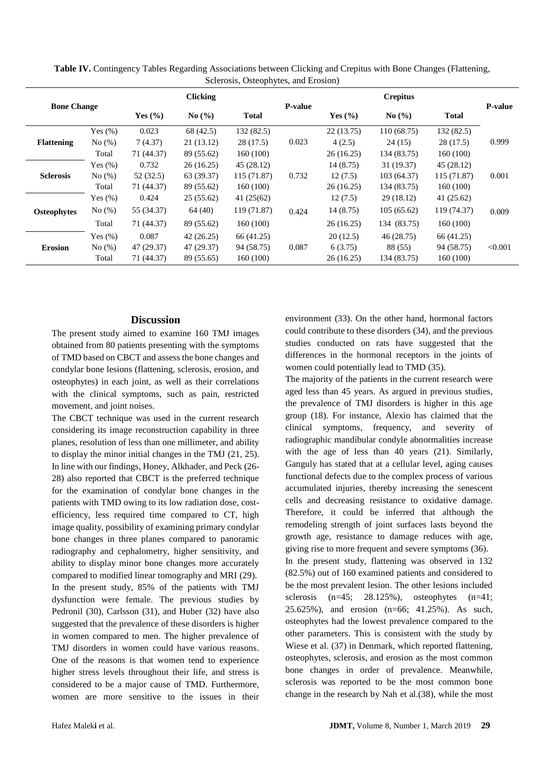**Table IV.** Contingency Tables Regarding Associations between Clicking and Crepitus with Bone Changes (Flattening, Sclerosis, Osteophytes, and Erosion)

| Bone Change | | Clicking | | | P-value | Crepitus | | | P-value |
|---|---|---|---|---|---|---|---|---|---|
| | | Yes (%) | No (%) | Total | | Yes (%) | No (%) | Total | |
| Flattening | Yes (%) | 0.023 | 68 (42.5) | 132 (82.5) | 0.023 | 22 (13.75) | 110 (68.75) | 132 (82.5) | 0.999 |
| | No (%) | 7 (4.37) | 21 (13.12) | 28 (17.5) | | 4 (2.5) | 24 (15) | 28 (17.5) | |
| | Total | 71 (44.37) | 89 (55.62) | 160 (100) | | 26 (16.25) | 134 (83.75) | 160 (100) | |
| Sclerosis | Yes (%) | 0.732 | 26 (16.25) | 45 (28.12) | 0.732 | 14 (8.75) | 31 (19.37) | 45 (28.12) | 0.001 |
| | No (%) | 52 (32.5) | 63 (39.37) | 115 (71.87) | | 12 (7.5) | 103 (64.37) | 115 (71.87) | |
| | Total | 71 (44.37) | 89 (55.62) | 160 (100) | | 26 (16.25) | 134 (83.75) | 160 (100) | |
| Osteophytes | Yes (%) | 0.424 | 25 (55.62) | 41 (25(62) | 0.424 | 12 (7.5) | 29 (18.12) | 41 (25.62) | 0.009 |
| | No (%) | 55 (34.37) | 64 (40) | 119 (71.87) | | 14 (8.75) | 105 (65.62) | 119 (74.37) | |
| | Total | 71 (44.37) | 89 (55.62) | 160 (100) | | 26 (16.25) | 134 (83.75) | 160 (100) | |
| Erosion | Yes (%) | 0.087 | 42 (26.25) | 66 (41.25) | 0.087 | 20 (12.5) | 46 (28.75) | 66 (41.25) | <0.001 |
| | No (%) | 47 (29.37) | 47 (29.37) | 94 (58.75) | | 6 (3.75) | 88 (55) | 94 (58.75) | |
| | Total | 71 (44.37) | 89 (55.65) | 160 (100) | | 26 (16.25) | 134 (83.75) | 160 (100) | |

## Discussion

The present study aimed to examine 160 TMJ images obtained from 80 patients presenting with the symptoms of TMD based on CBCT and assess the bone changes and condylar bone lesions (flattening, sclerosis, erosion, and osteophytes) in each joint, as well as their correlations with the clinical symptoms, such as pain, restricted movement, and joint noises.

The CBCT technique was used in the current research considering its image reconstruction capability in three planes, resolution of less than one millimeter, and ability to display the minor initial changes in the TMJ (21, 25). In line with our findings, Honey, Alkhader, and Peck (26-28) also reported that CBCT is the preferred technique for the examination of condylar bone changes in the patients with TMD owing to its low radiation dose, cost-efficiency, less required time compared to CT, high image quality, possibility of examining primary condylar bone changes in three planes compared to panoramic radiography and cephalometry, higher sensitivity, and ability to display minor bone changes more accurately compared to modified linear tomography and MRI (29).

In the present study, 85% of the patients with TMJ dysfunction were female. The previous studies by Pedronil (30), Carlsson (31), and Huber (32) have also suggested that the prevalence of these disorders is higher in women compared to men. The higher prevalence of TMJ disorders in women could have various reasons. One of the reasons is that women tend to experience higher stress levels throughout their life, and stress is considered to be a major cause of TMD. Furthermore, women are more sensitive to the issues in their environment (33). On the other hand, hormonal factors could contribute to these disorders (34), and the previous studies conducted on rats have suggested that the differences in the hormonal receptors in the joints of women could potentially lead to TMD (35).

The majority of the patients in the current research were aged less than 45 years. As argued in previous studies, the prevalence of TMJ disorders is higher in this age group (18). For instance, Alexio has claimed that the clinical symptoms, frequency, and severity of radiographic mandibular condyle abnormalities increase with the age of less than 40 years (21). Similarly, Ganguly has stated that at a cellular level, aging causes functional defects due to the complex process of various accumulated injuries, thereby increasing the senescent cells and decreasing resistance to oxidative damage. Therefore, it could be inferred that although the remodeling strength of joint surfaces lasts beyond the growth age, resistance to damage reduces with age, giving rise to more frequent and severe symptoms (36).

In the present study, flattening was observed in 132 (82.5%) out of 160 examined patients and considered to be the most prevalent lesion. The other lesions included sclerosis (n=45; 28.125%), osteophytes (n=41; 25.625%), and erosion (n=66; 41.25%). As such, osteophytes had the lowest prevalence compared to the other parameters. This is consistent with the study by Wiese et al. (37) in Denmark, which reported flattening, osteophytes, sclerosis, and erosion as the most common bone changes in order of prevalence. Meanwhile, sclerosis was reported to be the most common bone change in the research by Nah et al.(38), while the most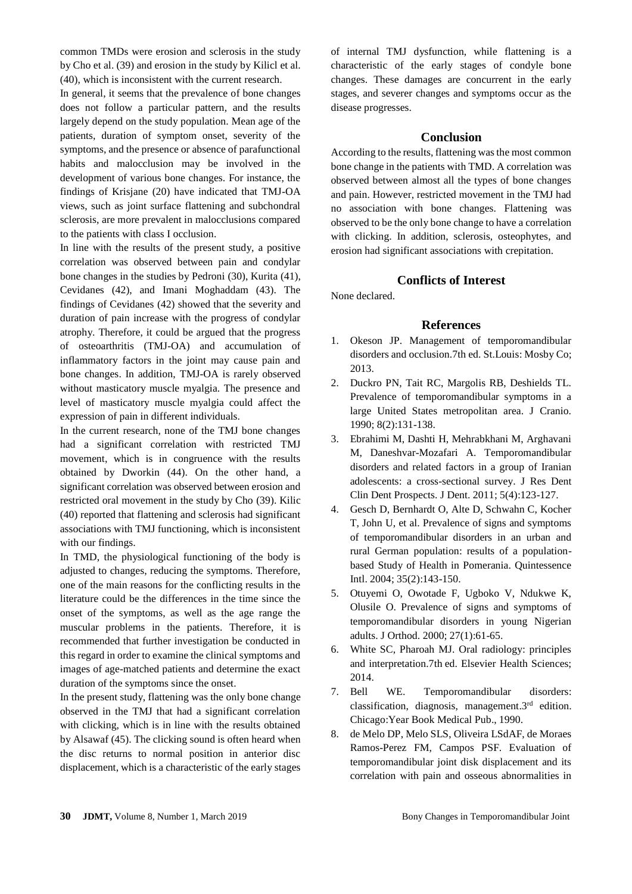common TMDs were erosion and sclerosis in the study by Cho et al. (39) and erosion in the study by Kilicl et al. (40), which is inconsistent with the current research.

In general, it seems that the prevalence of bone changes does not follow a particular pattern, and the results largely depend on the study population. Mean age of the patients, duration of symptom onset, severity of the symptoms, and the presence or absence of parafunctional habits and malocclusion may be involved in the development of various bone changes. For instance, the findings of Krisjane (20) have indicated that TMJ-OA views, such as joint surface flattening and subchondral sclerosis, are more prevalent in malocclusions compared to the patients with class I occlusion.

In line with the results of the present study, a positive correlation was observed between pain and condylar bone changes in the studies by Pedroni (30), Kurita (41), Cevidanes (42), and Imani Moghaddam (43). The findings of Cevidanes (42) showed that the severity and duration of pain increase with the progress of condylar atrophy. Therefore, it could be argued that the progress of osteoarthritis (TMJ-OA) and accumulation of inflammatory factors in the joint may cause pain and bone changes. In addition, TMJ-OA is rarely observed without masticatory muscle myalgia. The presence and level of masticatory muscle myalgia could affect the expression of pain in different individuals.

In the current research, none of the TMJ bone changes had a significant correlation with restricted TMJ movement, which is in congruence with the results obtained by Dworkin (44). On the other hand, a significant correlation was observed between erosion and restricted oral movement in the study by Cho (39). Kilic (40) reported that flattening and sclerosis had significant associations with TMJ functioning, which is inconsistent with our findings.

In TMD, the physiological functioning of the body is adjusted to changes, reducing the symptoms. Therefore, one of the main reasons for the conflicting results in the literature could be the differences in the time since the onset of the symptoms, as well as the age range the muscular problems in the patients. Therefore, it is recommended that further investigation be conducted in this regard in order to examine the clinical symptoms and images of age-matched patients and determine the exact duration of the symptoms since the onset.

In the present study, flattening was the only bone change observed in the TMJ that had a significant correlation with clicking, which is in line with the results obtained by Alsawaf (45). The clicking sound is often heard when the disc returns to normal position in anterior disc displacement, which is a characteristic of the early stages of internal TMJ dysfunction, while flattening is a characteristic of the early stages of condyle bone changes. These damages are concurrent in the early stages, and severer changes and symptoms occur as the disease progresses.

## Conclusion

According to the results, flattening was the most common bone change in the patients with TMD. A correlation was observed between almost all the types of bone changes and pain. However, restricted movement in the TMJ had no association with bone changes. Flattening was observed to be the only bone change to have a correlation with clicking. In addition, sclerosis, osteophytes, and erosion had significant associations with crepitation.

## Conflicts of Interest

None declared.

## References

1. Okeson JP. Management of temporomandibular disorders and occlusion.7th ed. St.Louis: Mosby Co; 2013.
2. Duckro PN, Tait RC, Margolis RB, Deshields TL. Prevalence of temporomandibular symptoms in a large United States metropolitan area. J Cranio. 1990; 8(2):131-138.
3. Ebrahimi M, Dashti H, Mehrabkhani M, Arghavani M, Daneshvar-Mozafari A. Temporomandibular disorders and related factors in a group of Iranian adolescents: a cross-sectional survey. J Res Dent Clin Dent Prospects. J Dent. 2011; 5(4):123-127.
4. Gesch D, Bernhardt O, Alte D, Schwahn C, Kocher T, John U, et al. Prevalence of signs and symptoms of temporomandibular disorders in an urban and rural German population: results of a population-based Study of Health in Pomerania. Quintessence Intl. 2004; 35(2):143-150.
5. Otuyemi O, Owotade F, Ugboko V, Ndukwe K, Olusile O. Prevalence of signs and symptoms of temporomandibular disorders in young Nigerian adults. J Orthod. 2000; 27(1):61-65.
6. White SC, Pharoah MJ. Oral radiology: principles and interpretation.7th ed. Elsevier Health Sciences; 2014.
7. Bell WE. Temporomandibular disorders: classification, diagnosis, management.3rd edition. Chicago:Year Book Medical Pub., 1990.
8. de Melo DP, Melo SLS, Oliveira LSdAF, de Moraes Ramos-Perez FM, Campos PSF. Evaluation of temporomandibular joint disk displacement and its correlation with pain and osseous abnormalities in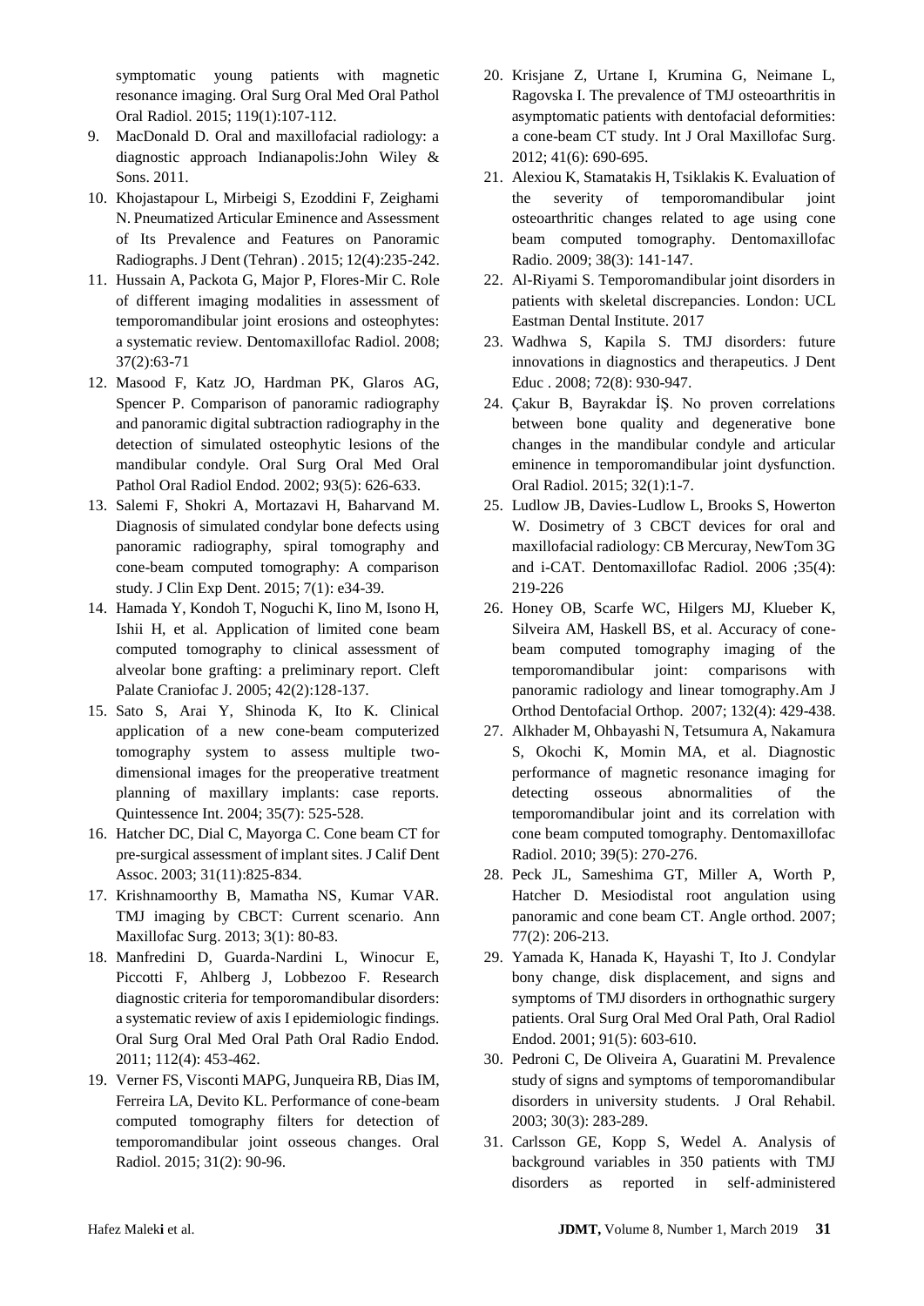symptomatic young patients with magnetic resonance imaging. Oral Surg Oral Med Oral Pathol Oral Radiol. 2015; 119(1):107-112.

9. MacDonald D. Oral and maxillofacial radiology: a diagnostic approach Indianapolis:John Wiley & Sons. 2011.
10. Khojastapour L, Mirbeigi S, Ezoddini F, Zeighami N. Pneumatized Articular Eminence and Assessment of Its Prevalence and Features on Panoramic Radiographs. J Dent (Tehran) . 2015; 12(4):235-242.
11. Hussain A, Packota G, Major P, Flores-Mir C. Role of different imaging modalities in assessment of temporomandibular joint erosions and osteophytes: a systematic review. Dentomaxillofac Radiol. 2008; 37(2):63-71
12. Masood F, Katz JO, Hardman PK, Glaros AG, Spencer P. Comparison of panoramic radiography and panoramic digital subtraction radiography in the detection of simulated osteophytic lesions of the mandibular condyle. Oral Surg Oral Med Oral Pathol Oral Radiol Endod. 2002; 93(5): 626-633.
13. Salemi F, Shokri A, Mortazavi H, Baharvand M. Diagnosis of simulated condylar bone defects using panoramic radiography, spiral tomography and cone-beam computed tomography: A comparison study. J Clin Exp Dent. 2015; 7(1): e34-39.
14. Hamada Y, Kondoh T, Noguchi K, Iino M, Isono H, Ishii H, et al. Application of limited cone beam computed tomography to clinical assessment of alveolar bone grafting: a preliminary report. Cleft Palate Craniofac J. 2005; 42(2):128-137.
15. Sato S, Arai Y, Shinoda K, Ito K. Clinical application of a new cone-beam computerized tomography system to assess multiple two-dimensional images for the preoperative treatment planning of maxillary implants: case reports. Quintessence Int. 2004; 35(7): 525-528.
16. Hatcher DC, Dial C, Mayorga C. Cone beam CT for pre-surgical assessment of implant sites. J Calif Dent Assoc. 2003; 31(11):825-834.
17. Krishnamoorthy B, Mamatha NS, Kumar VAR. TMJ imaging by CBCT: Current scenario. Ann Maxillofac Surg. 2013; 3(1): 80-83.
18. Manfredini D, Guarda-Nardini L, Winocur E, Piccotti F, Ahlberg J, Lobbezoo F. Research diagnostic criteria for temporomandibular disorders: a systematic review of axis I epidemiologic findings. Oral Surg Oral Med Oral Path Oral Radio Endod. 2011; 112(4): 453-462.
19. Verner FS, Visconti MAPG, Junqueira RB, Dias IM, Ferreira LA, Devito KL. Performance of cone-beam computed tomography filters for detection of temporomandibular joint osseous changes. Oral Radiol. 2015; 31(2): 90-96.
20. Krisjane Z, Urtane I, Krumina G, Neimane L, Ragovska I. The prevalence of TMJ osteoarthritis in asymptomatic patients with dentofacial deformities: a cone-beam CT study. Int J Oral Maxillofac Surg. 2012; 41(6): 690-695.
21. Alexiou K, Stamatakis H, Tsiklakis K. Evaluation of the severity of temporomandibular joint osteoarthritic changes related to age using cone beam computed tomography. Dentomaxillofac Radio. 2009; 38(3): 141-147.
22. Al-Riyami S. Temporomandibular joint disorders in patients with skeletal discrepancies. London: UCL Eastman Dental Institute. 2017
23. Wadhwa S, Kapila S. TMJ disorders: future innovations in diagnostics and therapeutics. J Dent Educ . 2008; 72(8): 930-947.
24. Çakur B, Bayrakdar İŞ. No proven correlations between bone quality and degenerative bone changes in the mandibular condyle and articular eminence in temporomandibular joint dysfunction. Oral Radiol. 2015; 32(1):1-7.
25. Ludlow JB, Davies-Ludlow L, Brooks S, Howerton W. Dosimetry of 3 CBCT devices for oral and maxillofacial radiology: CB Mercuray, NewTom 3G and i-CAT. Dentomaxillofac Radiol. 2006 ;35(4): 219-226
26. Honey OB, Scarfe WC, Hilgers MJ, Klueber K, Silveira AM, Haskell BS, et al. Accuracy of cone-beam computed tomography imaging of the temporomandibular joint: comparisons with panoramic radiology and linear tomography.Am J Orthod Dentofacial Orthop. 2007; 132(4): 429-438.
27. Alkhader M, Ohbayashi N, Tetsumura A, Nakamura S, Okochi K, Momin MA, et al. Diagnostic performance of magnetic resonance imaging for detecting osseous abnormalities of the temporomandibular joint and its correlation with cone beam computed tomography. Dentomaxillofac Radiol. 2010; 39(5): 270-276.
28. Peck JL, Sameshima GT, Miller A, Worth P, Hatcher D. Mesiodistal root angulation using panoramic and cone beam CT. Angle orthod. 2007; 77(2): 206-213.
29. Yamada K, Hanada K, Hayashi T, Ito J. Condylar bony change, disk displacement, and signs and symptoms of TMJ disorders in orthognathic surgery patients. Oral Surg Oral Med Oral Path, Oral Radiol Endod. 2001; 91(5): 603-610.
30. Pedroni C, De Oliveira A, Guaratini M. Prevalence study of signs and symptoms of temporomandibular disorders in university students. J Oral Rehabil. 2003; 30(3): 283-289.
31. Carlsson GE, Kopp S, Wedel A. Analysis of background variables in 350 patients with TMJ disorders as reported in self-administered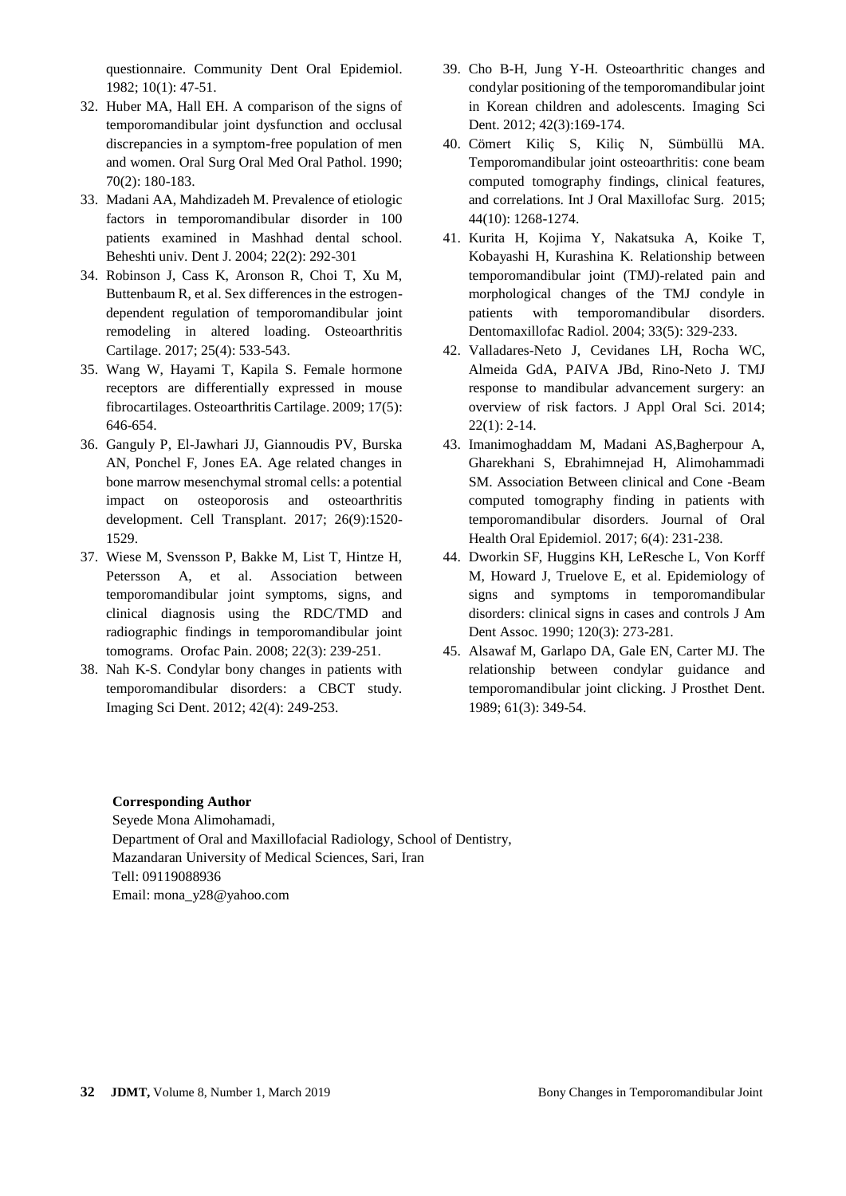questionnaire. Community Dent Oral Epidemiol. 1982; 10(1): 47-51.

32. Huber MA, Hall EH. A comparison of the signs of temporomandibular joint dysfunction and occlusal discrepancies in a symptom-free population of men and women. Oral Surg Oral Med Oral Pathol. 1990; 70(2): 180-183.
33. Madani AA, Mahdizadeh M. Prevalence of etiologic factors in temporomandibular disorder in 100 patients examined in Mashhad dental school. Beheshti univ. Dent J. 2004; 22(2): 292-301
34. Robinson J, Cass K, Aronson R, Choi T, Xu M, Buttenbaum R, et al. Sex differences in the estrogen-dependent regulation of temporomandibular joint remodeling in altered loading. Osteoarthritis Cartilage. 2017; 25(4): 533-543.
35. Wang W, Hayami T, Kapila S. Female hormone receptors are differentially expressed in mouse fibrocartilages. Osteoarthritis Cartilage. 2009; 17(5): 646-654.
36. Ganguly P, El-Jawhari JJ, Giannoudis PV, Burska AN, Ponchel F, Jones EA. Age related changes in bone marrow mesenchymal stromal cells: a potential impact on osteoporosis and osteoarthritis development. Cell Transplant. 2017; 26(9):1520-1529.
37. Wiese M, Svensson P, Bakke M, List T, Hintze H, Petersson A, et al. Association between temporomandibular joint symptoms, signs, and clinical diagnosis using the RDC/TMD and radiographic findings in temporomandibular joint tomograms. Orofac Pain. 2008; 22(3): 239-251.
38. Nah K-S. Condylar bony changes in patients with temporomandibular disorders: a CBCT study. Imaging Sci Dent. 2012; 42(4): 249-253.
39. Cho B-H, Jung Y-H. Osteoarthritic changes and condylar positioning of the temporomandibular joint in Korean children and adolescents. Imaging Sci Dent. 2012; 42(3):169-174.
40. Cömert Kiliç S, Kiliç N, Sümbüllü MA. Temporomandibular joint osteoarthritis: cone beam computed tomography findings, clinical features, and correlations. Int J Oral Maxillofac Surg. 2015; 44(10): 1268-1274.
41. Kurita H, Kojima Y, Nakatsuka A, Koike T, Kobayashi H, Kurashina K. Relationship between temporomandibular joint (TMJ)-related pain and morphological changes of the TMJ condyle in patients with temporomandibular disorders. Dentomaxillofac Radiol. 2004; 33(5): 329-233.
42. Valladares-Neto J, Cevidanes LH, Rocha WC, Almeida GdA, PAIVA JBd, Rino-Neto J. TMJ response to mandibular advancement surgery: an overview of risk factors. J Appl Oral Sci. 2014; 22(1): 2-14.
43. Imanimoghaddam M, Madani AS,Bagherpour A, Gharekhani S, Ebrahimnejad H, Alimohammadi SM. Association Between clinical and Cone -Beam computed tomography finding in patients with temporomandibular disorders. Journal of Oral Health Oral Epidemiol. 2017; 6(4): 231-238.
44. Dworkin SF, Huggins KH, LeResche L, Von Korff M, Howard J, Truelove E, et al. Epidemiology of signs and symptoms in temporomandibular disorders: clinical signs in cases and controls J Am Dent Assoc. 1990; 120(3): 273-281.
45. Alsawaf M, Garlapo DA, Gale EN, Carter MJ. The relationship between condylar guidance and temporomandibular joint clicking. J Prosthet Dent. 1989; 61(3): 349-54.

**Corresponding Author**

Seyede Mona Alimohamadi,
Department of Oral and Maxillofacial Radiology, School of Dentistry,
Mazandaran University of Medical Sciences, Sari, Iran
Tell: 09119088936
Email: mona_y28@yahoo.com